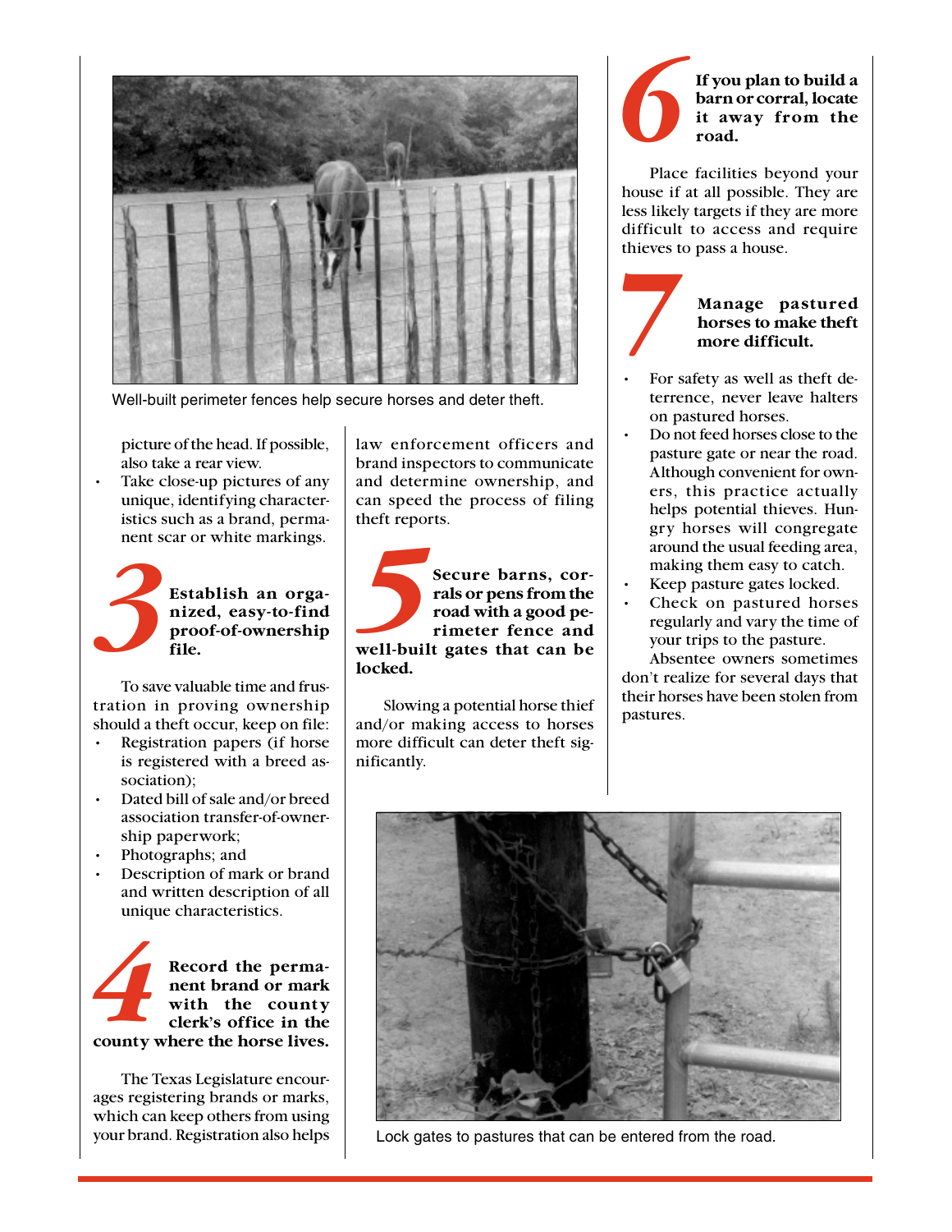Well-built perimeter fences help secure horses and deter theft.

picture of the head. If possible, also take a rear view.

- Take close-up pictures of any unique, identifying characteristics such as a brand, permanent scar or white markings.

## 3 Establish an organized, easy-to-find proof-of-ownership file.

To save valuable time and frustration in proving ownership should a theft occur, keep on file:

- Registration papers (if horse is registered with a breed association);
- Dated bill of sale and/or breed association transfer-of-ownership paperwork;
- Photographs; and
- Description of mark or brand and written description of all unique characteristics.

## 4 Record the permanent brand or mark with the county clerk's office in the county where the horse lives.

The Texas Legislature encourages registering brands or marks, which can keep others from using your brand. Registration also helps law enforcement officers and brand inspectors to communicate and determine ownership, and can speed the process of filing theft reports.

## 5 Secure barns, corrals or pens from the road with a good perimeter fence and well-built gates that can be locked.

Slowing a potential horse thief and/or making access to horses more difficult can deter theft significantly.

## 6 If you plan to build a barn or corral, locate it away from the road.

Place facilities beyond your house if at all possible. They are less likely targets if they are more difficult to access and require thieves to pass a house.

## 7 Manage pastured horses to make theft more difficult.

- For safety as well as theft deterrence, never leave halters on pastured horses.
- Do not feed horses close to the pasture gate or near the road. Although convenient for owners, this practice actually helps potential thieves. Hungry horses will congregate around the usual feeding area, making them easy to catch.
- Keep pasture gates locked.
- Check on pastured horses regularly and vary the time of your trips to the pasture.

Absentee owners sometimes don't realize for several days that their horses have been stolen from pastures.

Lock gates to pastures that can be entered from the road.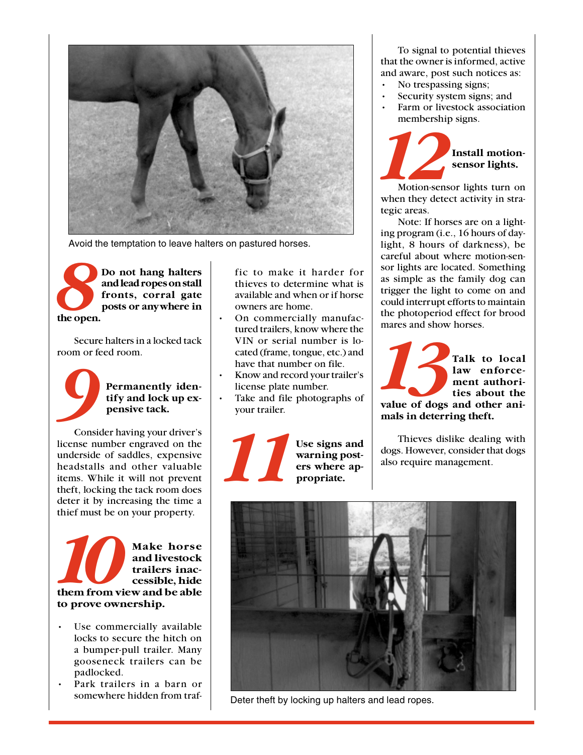Avoid the temptation to leave halters on pastured horses.

## 8 Do not hang halters and lead ropes on stall fronts, corral gate posts or anywhere in the open.

Secure halters in a locked tack room or feed room.

## 9 Permanently identify and lock up expensive tack.

Consider having your driver's license number engraved on the underside of saddles, expensive headstalls and other valuable items. While it will not prevent theft, locking the tack room does deter it by increasing the time a thief must be on your property.

## 10 Make horse and livestock trailers inaccessible, hide them from view and be able to prove ownership.

- Use commercially available locks to secure the hitch on a bumper-pull trailer. Many gooseneck trailers can be padlocked.
- Park trailers in a barn or somewhere hidden from traffic to make it harder for thieves to determine what is available and when or if horse owners are home.
- On commercially manufactured trailers, know where the VIN or serial number is located (frame, tongue, etc.) and have that number on file.
- Know and record your trailer's license plate number.
- Take and file photographs of your trailer.

## 11 Use signs and warning posters where appropriate.

To signal to potential thieves that the owner is informed, active and aware, post such notices as:

- No trespassing signs;
- Security system signs; and
- Farm or livestock association membership signs.

## 12 Install motion-sensor lights.

Motion-sensor lights turn on when they detect activity in strategic areas.

Note: If horses are on a lighting program (i.e., 16 hours of daylight, 8 hours of darkness), be careful about where motion-sensor lights are located. Something as simple as the family dog can trigger the light to come on and could interrupt efforts to maintain the photoperiod effect for brood mares and show horses.

## 13 Talk to local law enforcement authorities about the value of dogs and other animals in deterring theft.

Thieves dislike dealing with dogs. However, consider that dogs also require management.

Deter theft by locking up halters and lead ropes.